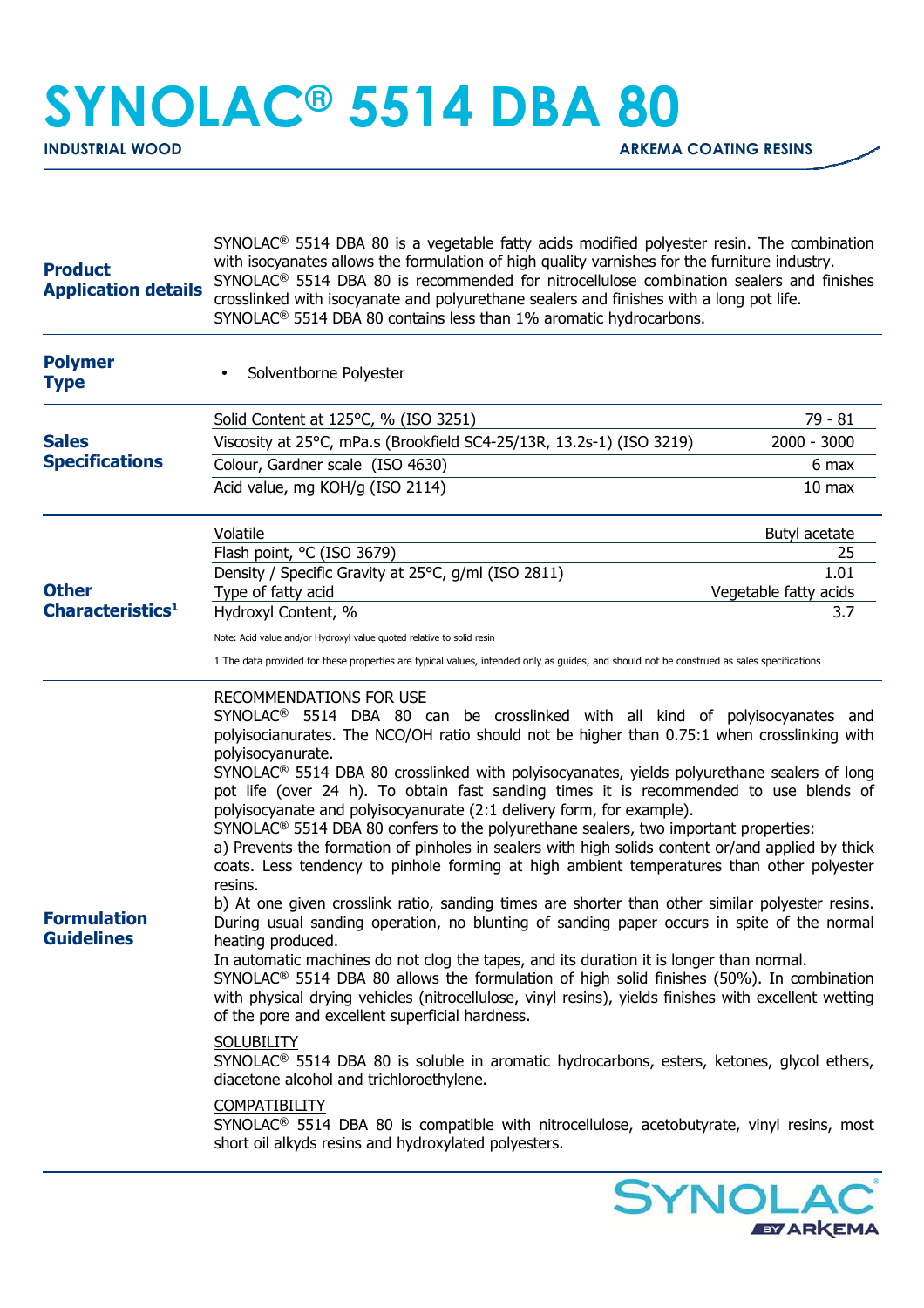# SYNOLAC® 5514 DBA 80

**INDUSTRIAL WOOD** | **ARKEMA COATING RESINS**

## Product Application details

SYNOLAC® 5514 DBA 80 is a vegetable fatty acids modified polyester resin. The combination with isocyanates allows the formulation of high quality varnishes for the furniture industry.
SYNOLAC® 5514 DBA 80 is recommended for nitrocellulose combination sealers and finishes crosslinked with isocyanate and polyurethane sealers and finishes with a long pot life.
SYNOLAC® 5514 DBA 80 contains less than 1% aromatic hydrocarbons.

## Polymer Type

- Solventborne Polyester

## Sales Specifications

| Property | Value |
|---|---|
| Solid Content at 125°C, % (ISO 3251) | 79 - 81 |
| Viscosity at 25°C, mPa.s (Brookfield SC4-25/13R, 13.2s-1) (ISO 3219) | 2000 - 3000 |
| Colour, Gardner scale (ISO 4630) | 6 max |
| Acid value, mg KOH/g (ISO 2114) | 10 max |

## Other Characteristics[1]

| Property | Value |
|---|---|
| Volatile | Butyl acetate |
| Flash point, °C (ISO 3679) | 25 |
| Density / Specific Gravity at 25°C, g/ml (ISO 2811) | 1.01 |
| Type of fatty acid | Vegetable fatty acids |
| Hydroxyl Content, % | 3.7 |

Note: Acid value and/or Hydroxyl value quoted relative to solid resin

1 The data provided for these properties are typical values, intended only as guides, and should not be construed as sales specifications

## Formulation Guidelines

RECOMMENDATIONS FOR USE

SYNOLAC® 5514 DBA 80 can be crosslinked with all kind of polyisocyanates and polyisocianurates. The NCO/OH ratio should not be higher than 0.75:1 when crosslinking with polyisocyanurate.
SYNOLAC® 5514 DBA 80 crosslinked with polyisocyanates, yields polyurethane sealers of long pot life (over 24 h). To obtain fast sanding times it is recommended to use blends of polyisocyanate and polyisocyanurate (2:1 delivery form, for example).
SYNOLAC® 5514 DBA 80 confers to the polyurethane sealers, two important properties:
a) Prevents the formation of pinholes in sealers with high solids content or/and applied by thick coats. Less tendency to pinhole forming at high ambient temperatures than other polyester resins.
b) At one given crosslink ratio, sanding times are shorter than other similar polyester resins. During usual sanding operation, no blunting of sanding paper occurs in spite of the normal heating produced.
In automatic machines do not clog the tapes, and its duration it is longer than normal.
SYNOLAC® 5514 DBA 80 allows the formulation of high solid finishes (50%). In combination with physical drying vehicles (nitrocellulose, vinyl resins), yields finishes with excellent wetting of the pore and excellent superficial hardness.

SOLUBILITY

SYNOLAC® 5514 DBA 80 is soluble in aromatic hydrocarbons, esters, ketones, glycol ethers, diacetone alcohol and trichloroethylene.

COMPATIBILITY

SYNOLAC® 5514 DBA 80 is compatible with nitrocellulose, acetobutyrate, vinyl resins, most short oil alkyds resins and hydroxylated polyesters.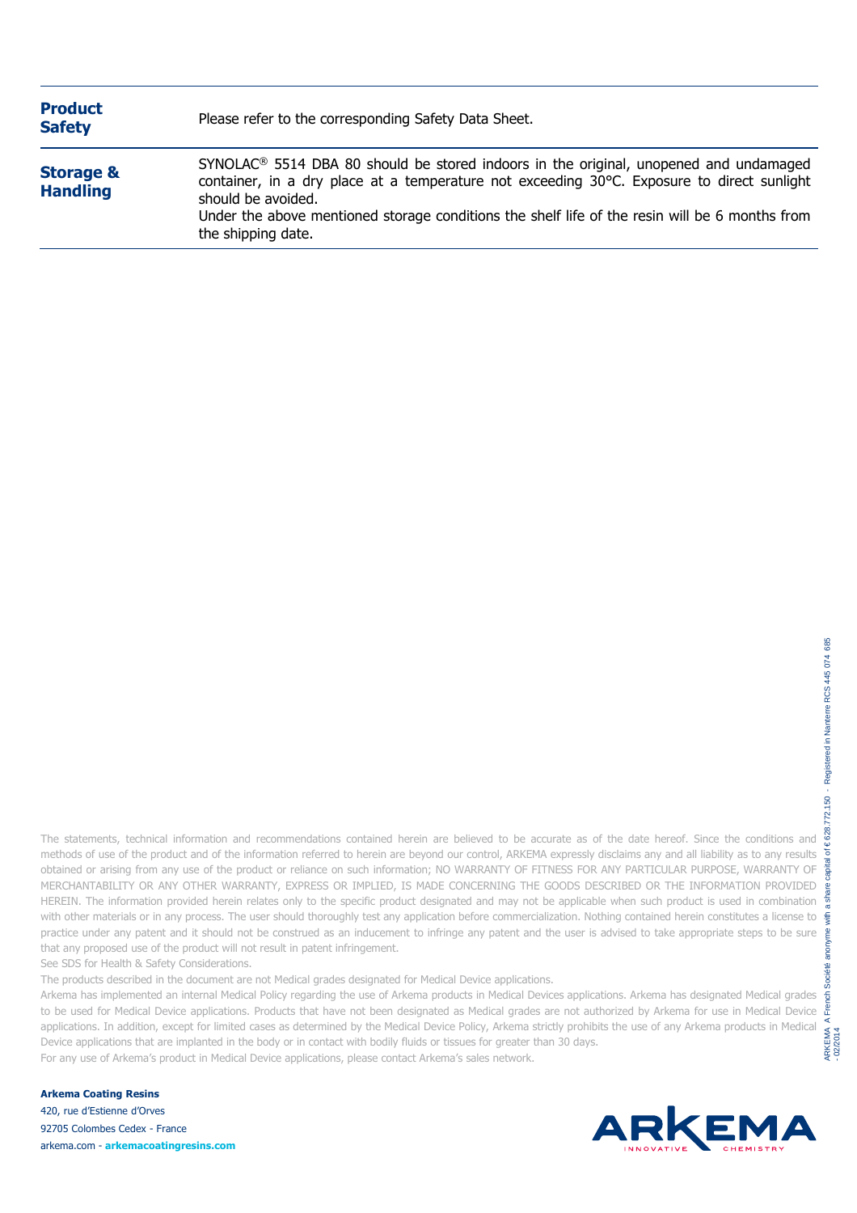| | |
|---|---|
| **Product Safety** | Please refer to the corresponding Safety Data Sheet. |
| **Storage & Handling** | SYNOLAC® 5514 DBA 80 should be stored indoors in the original, unopened and undamaged container, in a dry place at a temperature not exceeding 30°C. Exposure to direct sunlight should be avoided.<br>Under the above mentioned storage conditions the shelf life of the resin will be 6 months from the shipping date. |

The statements, technical information and recommendations contained herein are believed to be accurate as of the date hereof. Since the conditions and methods of use of the product and of the information referred to herein are beyond our control, ARKEMA expressly disclaims any and all liability as to any results obtained or arising from any use of the product or reliance on such information; NO WARRANTY OF FITNESS FOR ANY PARTICULAR PURPOSE, WARRANTY OF MERCHANTABILITY OR ANY OTHER WARRANTY, EXPRESS OR IMPLIED, IS MADE CONCERNING THE GOODS DESCRIBED OR THE INFORMATION PROVIDED HEREIN. The information provided herein relates only to the specific product designated and may not be applicable when such product is used in combination with other materials or in any process. The user should thoroughly test any application before commercialization. Nothing contained herein constitutes a license to practice under any patent and it should not be construed as an inducement to infringe any patent and the user is advised to take appropriate steps to be sure that any proposed use of the product will not result in patent infringement.
See SDS for Health & Safety Considerations.

The products described in the document are not Medical grades designated for Medical Device applications.

Arkema has implemented an internal Medical Policy regarding the use of Arkema products in Medical Devices applications. Arkema has designated Medical grades to be used for Medical Device applications. Products that have not been designated as Medical grades are not authorized by Arkema for use in Medical Device applications. In addition, except for limited cases as determined by the Medical Device Policy, Arkema strictly prohibits the use of any Arkema products in Medical Device applications that are implanted in the body or in contact with bodily fluids or tissues for greater than 30 days.

For any use of Arkema's product in Medical Device applications, please contact Arkema's sales network.

**Arkema Coating Resins**
420, rue d'Estienne d'Orves
92705 Colombes Cedex - France
arkema.com - **arkemacoatingresins.com**

ARKEMA A French Société anonyme with a share capital of € 628.772.150 - Registered in Nanterre RCS 445 074 685 - 02/2014